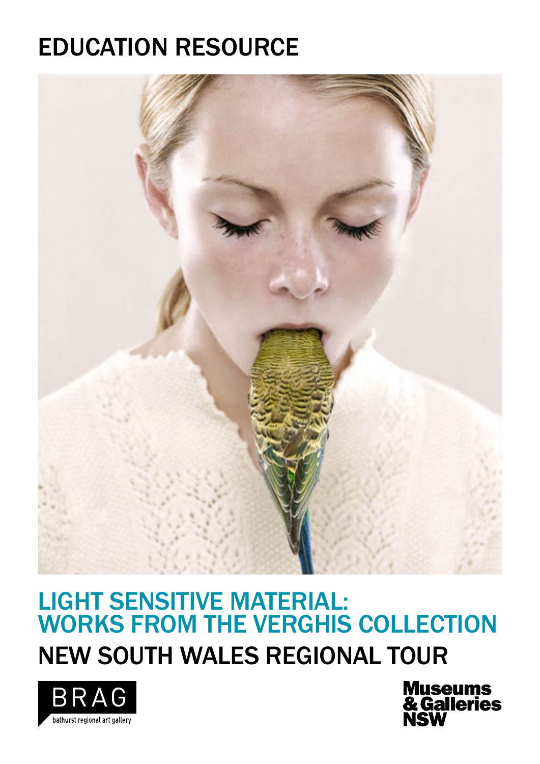# EDUCATION RESOURCE

## LIGHT SENSITIVE MATERIAL: WORKS FROM THE VERGHIS COLLECTION

## NEW SOUTH WALES REGIONAL TOUR

BRAG
bathurst regional art gallery

Museums & Galleries NSW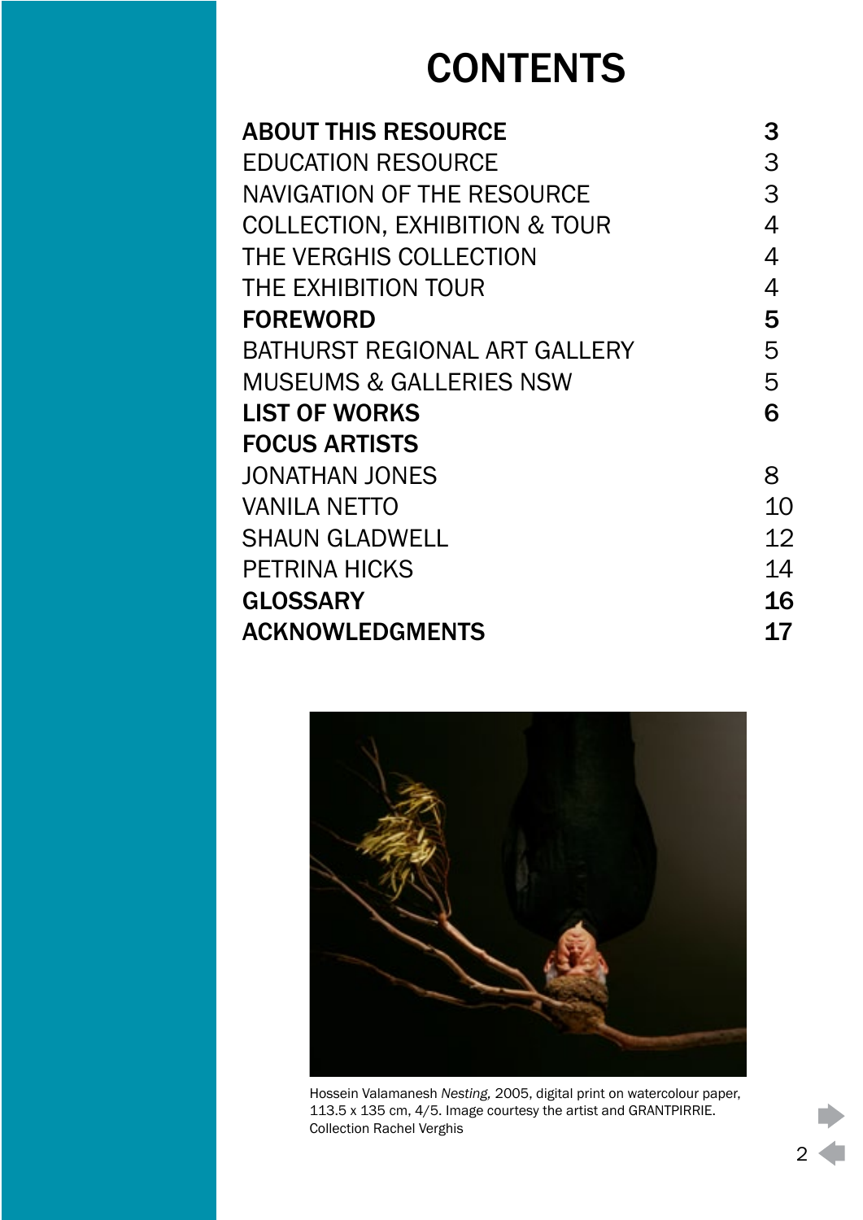# CONTENTS

| | |
|---|---|
| **ABOUT THIS RESOURCE** | **3** |
| EDUCATION RESOURCE | 3 |
| NAVIGATION OF THE RESOURCE | 3 |
| COLLECTION, EXHIBITION & TOUR | 4 |
| THE VERGHIS COLLECTION | 4 |
| THE EXHIBITION TOUR | 4 |
| **FOREWORD** | **5** |
| BATHURST REGIONAL ART GALLERY | 5 |
| MUSEUMS & GALLERIES NSW | 5 |
| **LIST OF WORKS** | **6** |
| **FOCUS ARTISTS** | |
| JONATHAN JONES | 8 |
| VANILA NETTO | 10 |
| SHAUN GLADWELL | 12 |
| PETRINA HICKS | 14 |
| **GLOSSARY** | **16** |
| **ACKNOWLEDGMENTS** | **17** |

Hossein Valamanesh *Nesting,* 2005, digital print on watercolour paper, 113.5 x 135 cm, 4/5. Image courtesy the artist and GRANTPIRRIE. Collection Rachel Verghis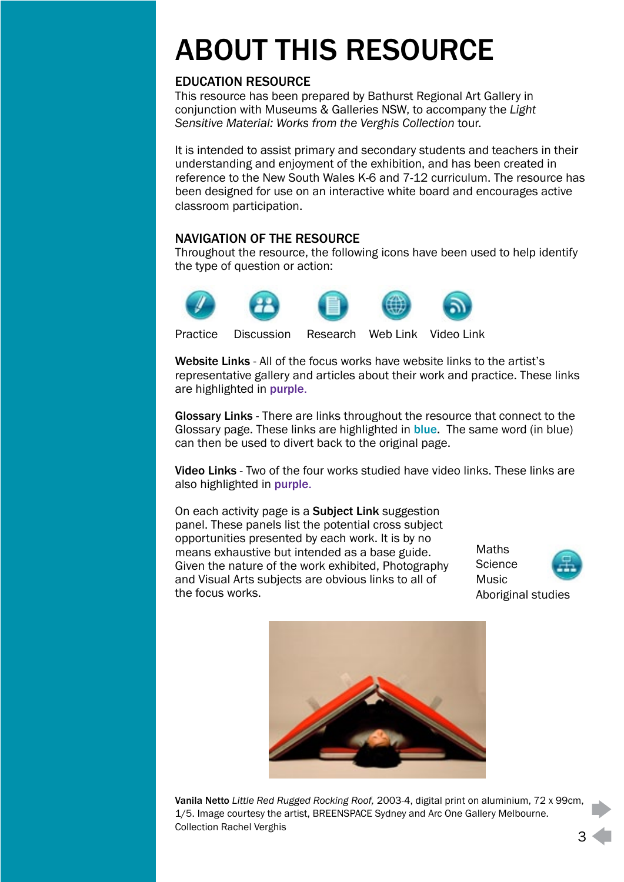# ABOUT THIS RESOURCE

## EDUCATION RESOURCE

This resource has been prepared by Bathurst Regional Art Gallery in conjunction with Museums & Galleries NSW, to accompany the *Light Sensitive Material: Works from the Verghis Collection* tour.

It is intended to assist primary and secondary students and teachers in their understanding and enjoyment of the exhibition, and has been created in reference to the New South Wales K-6 and 7-12 curriculum. The resource has been designed for use on an interactive white board and encourages active classroom participation.

## NAVIGATION OF THE RESOURCE

Throughout the resource, the following icons have been used to help identify the type of question or action:

Practice Discussion Research Web Link Video Link

**Website Links** - All of the focus works have website links to the artist's representative gallery and articles about their work and practice. These links are highlighted in **purple**.

**Glossary Links** - There are links throughout the resource that connect to the Glossary page. These links are highlighted in **blue**. The same word (in blue) can then be used to divert back to the original page.

**Video Links** - Two of the four works studied have video links. These links are also highlighted in **purple**.

On each activity page is a **Subject Link** suggestion panel. These panels list the potential cross subject opportunities presented by each work. It is by no means exhaustive but intended as a base guide. Given the nature of the work exhibited, Photography and Visual Arts subjects are obvious links to all of the focus works.

Maths
Science
Music
Aboriginal studies

**Vanila Netto** *Little Red Rugged Rocking Roof,* 2003-4, digital print on aluminium, 72 x 99cm, 1/5. Image courtesy the artist, BREENSPACE Sydney and Arc One Gallery Melbourne. Collection Rachel Verghis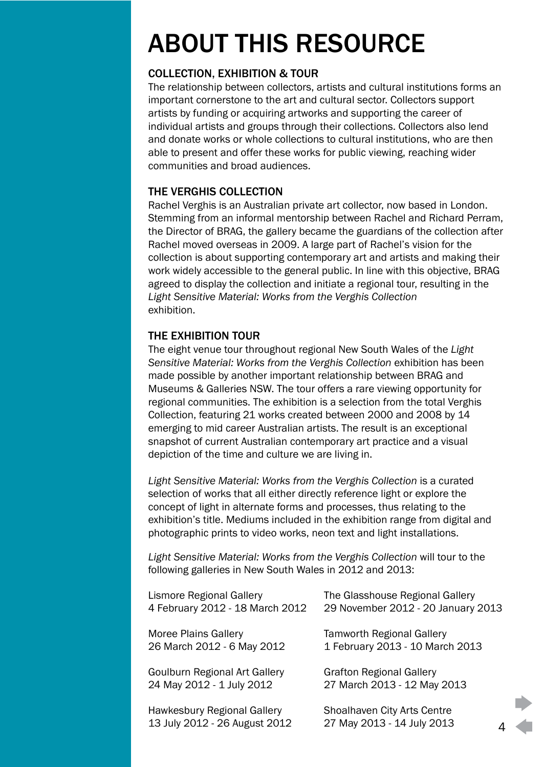# ABOUT THIS RESOURCE

## COLLECTION, EXHIBITION & TOUR

The relationship between collectors, artists and cultural institutions forms an important cornerstone to the art and cultural sector. Collectors support artists by funding or acquiring artworks and supporting the career of individual artists and groups through their collections. Collectors also lend and donate works or whole collections to cultural institutions, who are then able to present and offer these works for public viewing, reaching wider communities and broad audiences.

## THE VERGHIS COLLECTION

Rachel Verghis is an Australian private art collector, now based in London. Stemming from an informal mentorship between Rachel and Richard Perram, the Director of BRAG, the gallery became the guardians of the collection after Rachel moved overseas in 2009. A large part of Rachel's vision for the collection is about supporting contemporary art and artists and making their work widely accessible to the general public. In line with this objective, BRAG agreed to display the collection and initiate a regional tour, resulting in the *Light Sensitive Material: Works from the Verghis Collection* exhibition.

## THE EXHIBITION TOUR

The eight venue tour throughout regional New South Wales of the *Light Sensitive Material: Works from the Verghis Collection* exhibition has been made possible by another important relationship between BRAG and Museums & Galleries NSW. The tour offers a rare viewing opportunity for regional communities. The exhibition is a selection from the total Verghis Collection, featuring 21 works created between 2000 and 2008 by 14 emerging to mid career Australian artists. The result is an exceptional snapshot of current Australian contemporary art practice and a visual depiction of the time and culture we are living in.

*Light Sensitive Material: Works from the Verghis Collection* is a curated selection of works that all either directly reference light or explore the concept of light in alternate forms and processes, thus relating to the exhibition's title. Mediums included in the exhibition range from digital and photographic prints to video works, neon text and light installations.

*Light Sensitive Material: Works from the Verghis Collection* will tour to the following galleries in New South Wales in 2012 and 2013:

Lismore Regional Gallery
4 February 2012 - 18 March 2012

Moree Plains Gallery
26 March 2012 - 6 May 2012

Goulburn Regional Art Gallery
24 May 2012 - 1 July 2012

Hawkesbury Regional Gallery
13 July 2012 - 26 August 2012

The Glasshouse Regional Gallery
29 November 2012 - 20 January 2013

Tamworth Regional Gallery
1 February 2013 - 10 March 2013

Grafton Regional Gallery
27 March 2013 - 12 May 2013

Shoalhaven City Arts Centre
27 May 2013 - 14 July 2013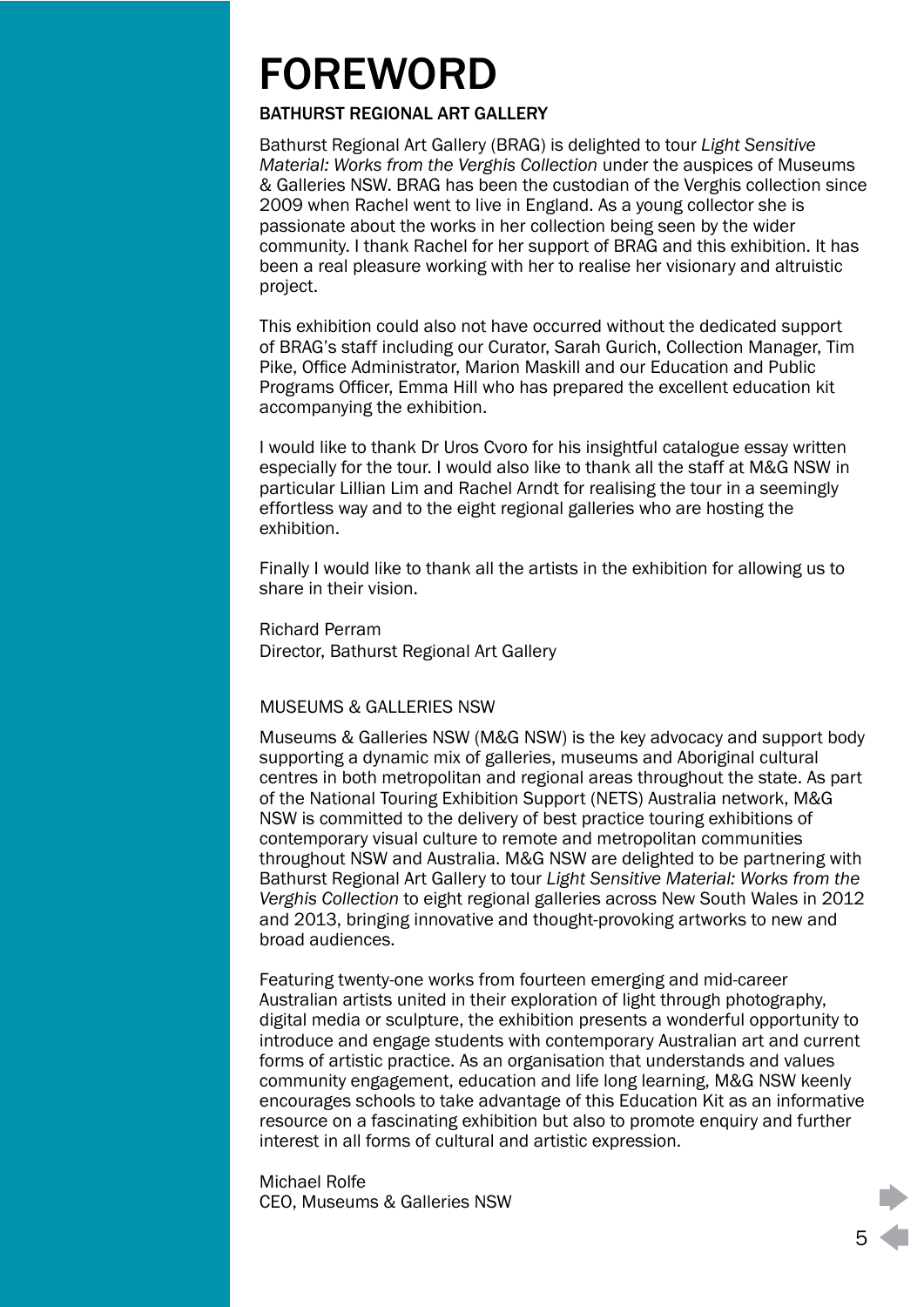# FOREWORD

## BATHURST REGIONAL ART GALLERY

Bathurst Regional Art Gallery (BRAG) is delighted to tour *Light Sensitive Material: Works from the Verghis Collection* under the auspices of Museums & Galleries NSW. BRAG has been the custodian of the Verghis collection since 2009 when Rachel went to live in England. As a young collector she is passionate about the works in her collection being seen by the wider community. I thank Rachel for her support of BRAG and this exhibition. It has been a real pleasure working with her to realise her visionary and altruistic project.

This exhibition could also not have occurred without the dedicated support of BRAG's staff including our Curator, Sarah Gurich, Collection Manager, Tim Pike, Office Administrator, Marion Maskill and our Education and Public Programs Officer, Emma Hill who has prepared the excellent education kit accompanying the exhibition.

I would like to thank Dr Uros Cvoro for his insightful catalogue essay written especially for the tour. I would also like to thank all the staff at M&G NSW in particular Lillian Lim and Rachel Arndt for realising the tour in a seemingly effortless way and to the eight regional galleries who are hosting the exhibition.

Finally I would like to thank all the artists in the exhibition for allowing us to share in their vision.

Richard Perram
Director, Bathurst Regional Art Gallery

## MUSEUMS & GALLERIES NSW

Museums & Galleries NSW (M&G NSW) is the key advocacy and support body supporting a dynamic mix of galleries, museums and Aboriginal cultural centres in both metropolitan and regional areas throughout the state. As part of the National Touring Exhibition Support (NETS) Australia network, M&G NSW is committed to the delivery of best practice touring exhibitions of contemporary visual culture to remote and metropolitan communities throughout NSW and Australia. M&G NSW are delighted to be partnering with Bathurst Regional Art Gallery to tour *Light Sensitive Material: Works from the Verghis Collection* to eight regional galleries across New South Wales in 2012 and 2013, bringing innovative and thought-provoking artworks to new and broad audiences.

Featuring twenty-one works from fourteen emerging and mid-career Australian artists united in their exploration of light through photography, digital media or sculpture, the exhibition presents a wonderful opportunity to introduce and engage students with contemporary Australian art and current forms of artistic practice. As an organisation that understands and values community engagement, education and life long learning, M&G NSW keenly encourages schools to take advantage of this Education Kit as an informative resource on a fascinating exhibition but also to promote enquiry and further interest in all forms of cultural and artistic expression.

Michael Rolfe
CEO, Museums & Galleries NSW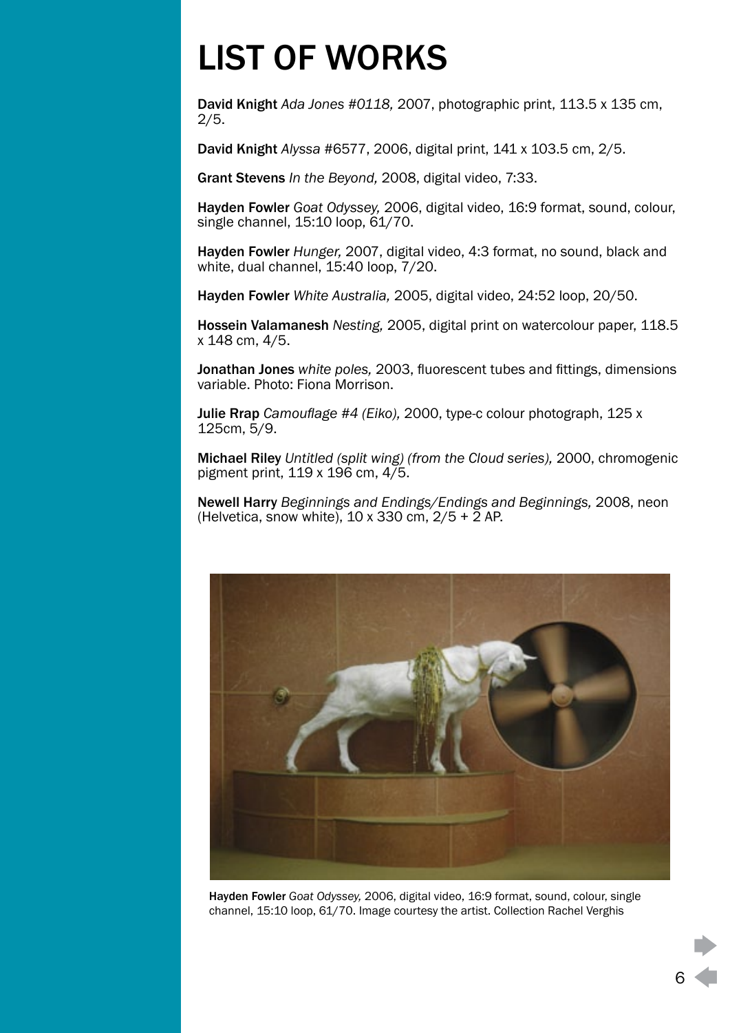# LIST OF WORKS

**David Knight** *Ada Jones #0118,* 2007, photographic print, 113.5 x 135 cm, 2/5.

**David Knight** *Alyssa* #6577, 2006, digital print, 141 x 103.5 cm, 2/5.

**Grant Stevens** *In the Beyond,* 2008, digital video, 7:33.

**Hayden Fowler** *Goat Odyssey,* 2006, digital video, 16:9 format, sound, colour, single channel, 15:10 loop, 61/70.

**Hayden Fowler** *Hunger,* 2007, digital video, 4:3 format, no sound, black and white, dual channel, 15:40 loop, 7/20.

**Hayden Fowler** *White Australia,* 2005, digital video, 24:52 loop, 20/50.

**Hossein Valamanesh** *Nesting,* 2005, digital print on watercolour paper, 118.5 x 148 cm, 4/5.

**Jonathan Jones** *white poles,* 2003, fluorescent tubes and fittings, dimensions variable. Photo: Fiona Morrison.

**Julie Rrap** *Camouflage #4 (Eiko),* 2000, type-c colour photograph, 125 x 125cm, 5/9.

**Michael Riley** *Untitled (split wing) (from the Cloud series),* 2000, chromogenic pigment print, 119 x 196 cm, 4/5.

**Newell Harry** *Beginnings and Endings/Endings and Beginnings,* 2008, neon (Helvetica, snow white), 10 x 330 cm, 2/5 + 2 AP.

**Hayden Fowler** *Goat Odyssey,* 2006, digital video, 16:9 format, sound, colour, single channel, 15:10 loop, 61/70. Image courtesy the artist. Collection Rachel Verghis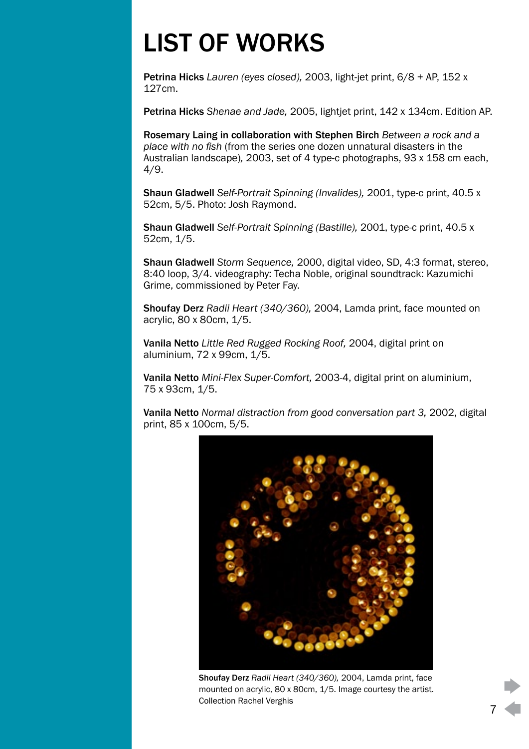# LIST OF WORKS

**Petrina Hicks** *Lauren (eyes closed),* 2003, light-jet print, 6/8 + AP, 152 x 127cm.

**Petrina Hicks** *Shenae and Jade,* 2005, lightjet print, 142 x 134cm. Edition AP.

**Rosemary Laing in collaboration with Stephen Birch** *Between a rock and a place with no fish* (from the series one dozen unnatural disasters in the Australian landscape)*,* 2003, set of 4 type-c photographs, 93 x 158 cm each, 4/9.

**Shaun Gladwell** *Self-Portrait Spinning (Invalides),* 2001, type-c print, 40.5 x 52cm, 5/5. Photo: Josh Raymond.

**Shaun Gladwell** *Self-Portrait Spinning (Bastille),* 2001, type-c print, 40.5 x 52cm, 1/5.

**Shaun Gladwell** *Storm Sequence,* 2000, digital video, SD, 4:3 format, stereo, 8:40 loop, 3/4. videography: Techa Noble, original soundtrack: Kazumichi Grime, commissioned by Peter Fay.

**Shoufay Derz** *Radii Heart (340/360),* 2004, Lamda print, face mounted on acrylic, 80 x 80cm, 1/5.

**Vanila Netto** *Little Red Rugged Rocking Roof,* 2004, digital print on aluminium, 72 x 99cm, 1/5.

**Vanila Netto** *Mini-Flex Super-Comfort,* 2003-4, digital print on aluminium, 75 x 93cm, 1/5.

**Vanila Netto** *Normal distraction from good conversation part 3,* 2002, digital print, 85 x 100cm, 5/5.

**Shoufay Derz** *Radii Heart (340/360),* 2004, Lamda print, face mounted on acrylic, 80 x 80cm, 1/5. Image courtesy the artist. Collection Rachel Verghis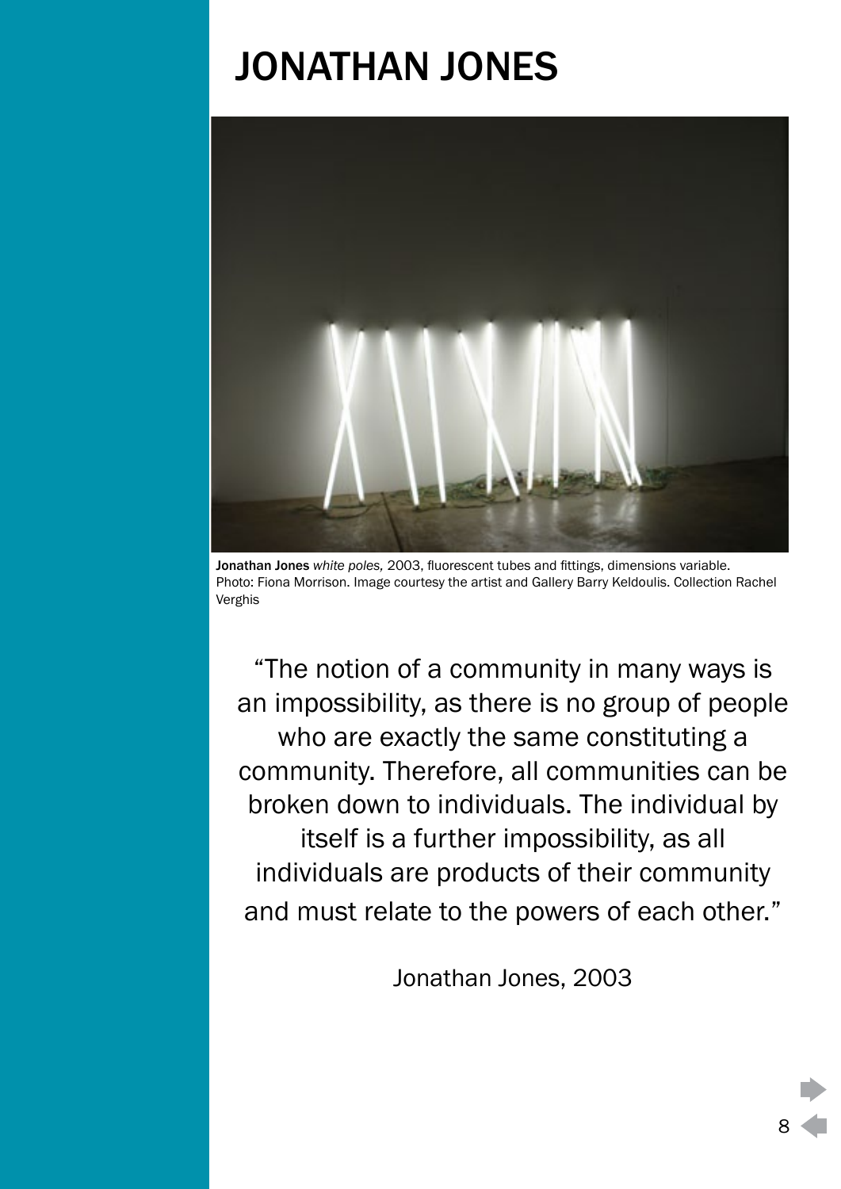# JONATHAN JONES

**Jonathan Jones** *white poles,* 2003, fluorescent tubes and fittings, dimensions variable. Photo: Fiona Morrison. Image courtesy the artist and Gallery Barry Keldoulis. Collection Rachel Verghis

"The notion of a community in many ways is an impossibility, as there is no group of people who are exactly the same constituting a community. Therefore, all communities can be broken down to individuals. The individual by itself is a further impossibility, as all individuals are products of their community and must relate to the powers of each other."

Jonathan Jones, 2003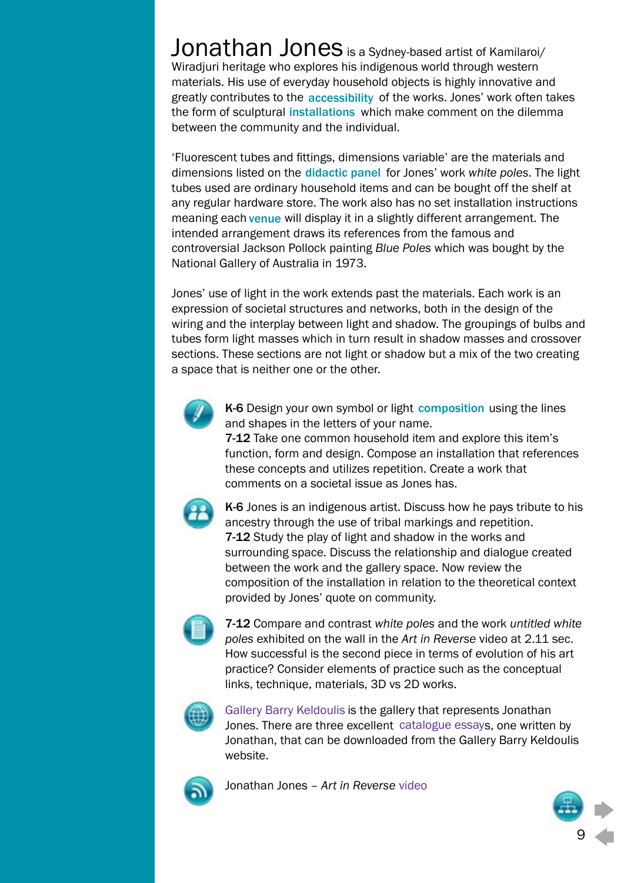**Jonathan Jones** is a Sydney-based artist of Kamilaroi/ Wiradjuri heritage who explores his indigenous world through western materials. His use of everyday household objects is highly innovative and greatly contributes to the **accessibility** of the works. Jones' work often takes the form of sculptural **installations** which make comment on the dilemma between the community and the individual.

'Fluorescent tubes and fittings, dimensions variable' are the materials and dimensions listed on the **didactic panel** for Jones' work *white poles*. The light tubes used are ordinary household items and can be bought off the shelf at any regular hardware store. The work also has no set installation instructions meaning each **venue** will display it in a slightly different arrangement. The intended arrangement draws its references from the famous and controversial Jackson Pollock painting *Blue Poles* which was bought by the National Gallery of Australia in 1973.

Jones' use of light in the work extends past the materials. Each work is an expression of societal structures and networks, both in the design of the wiring and the interplay between light and shadow. The groupings of bulbs and tubes form light masses which in turn result in shadow masses and crossover sections. These sections are not light or shadow but a mix of the two creating a space that is neither one or the other.

**K-6** Design your own symbol or light **composition** using the lines and shapes in the letters of your name.
**7-12** Take one common household item and explore this item's function, form and design. Compose an installation that references these concepts and utilizes repetition. Create a work that comments on a societal issue as Jones has.

**K-6** Jones is an indigenous artist. Discuss how he pays tribute to his ancestry through the use of tribal markings and repetition.
**7-12** Study the play of light and shadow in the works and surrounding space. Discuss the relationship and dialogue created between the work and the gallery space. Now review the composition of the installation in relation to the theoretical context provided by Jones' quote on community.

**7-12** Compare and contrast *white poles* and the work *untitled white poles* exhibited on the wall in the *Art in Reverse* video at 2.11 sec. How successful is the second piece in terms of evolution of his art practice? Consider elements of practice such as the conceptual links, technique, materials, 3D vs 2D works.

Gallery Barry Keldoulis is the gallery that represents Jonathan Jones. There are three excellent catalogue essays, one written by Jonathan, that can be downloaded from the Gallery Barry Keldoulis website.

Jonathan Jones – *Art in Reverse* video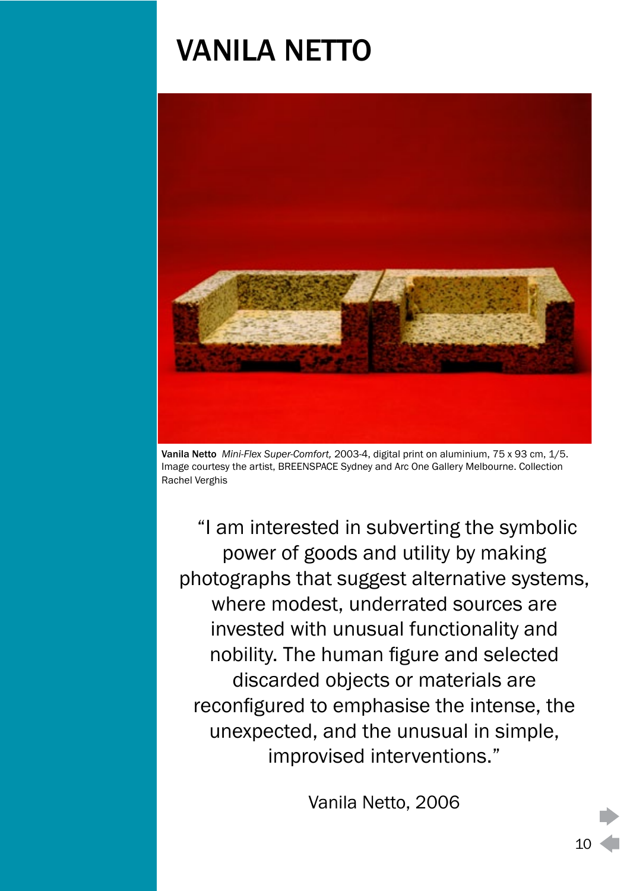# VANILA NETTO

**Vanila Netto** *Mini-Flex Super-Comfort,* 2003-4, digital print on aluminium, 75 x 93 cm, 1/5. Image courtesy the artist, BREENSPACE Sydney and Arc One Gallery Melbourne. Collection Rachel Verghis

"I am interested in subverting the symbolic power of goods and utility by making photographs that suggest alternative systems, where modest, underrated sources are invested with unusual functionality and nobility. The human figure and selected discarded objects or materials are reconfigured to emphasise the intense, the unexpected, and the unusual in simple, improvised interventions."

Vanila Netto, 2006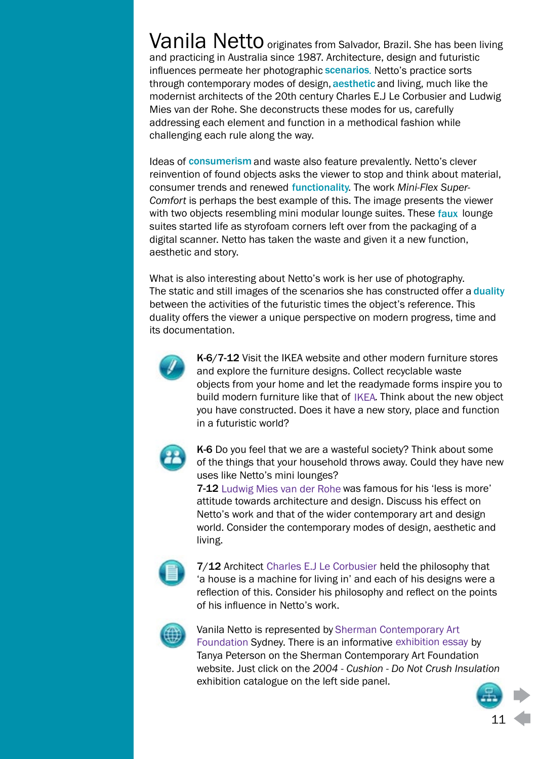**Vanila Netto** originates from Salvador, Brazil. She has been living and practicing in Australia since 1987. Architecture, design and futuristic influences permeate her photographic **scenarios**. Netto's practice sorts through contemporary modes of design, **aesthetic** and living, much like the modernist architects of the 20th century Charles E.J Le Corbusier and Ludwig Mies van der Rohe. She deconstructs these modes for us, carefully addressing each element and function in a methodical fashion while challenging each rule along the way.

Ideas of **consumerism** and waste also feature prevalently. Netto's clever reinvention of found objects asks the viewer to stop and think about material, consumer trends and renewed **functionality**. The work *Mini-Flex Super-Comfort* is perhaps the best example of this. The image presents the viewer with two objects resembling mini modular lounge suites. These **faux** lounge suites started life as styrofoam corners left over from the packaging of a digital scanner. Netto has taken the waste and given it a new function, aesthetic and story.

What is also interesting about Netto's work is her use of photography. The static and still images of the scenarios she has constructed offer a **duality** between the activities of the futuristic times the object's reference. This duality offers the viewer a unique perspective on modern progress, time and its documentation.

**K-6/7-12** Visit the IKEA website and other modern furniture stores and explore the furniture designs. Collect recyclable waste objects from your home and let the readymade forms inspire you to build modern furniture like that of IKEA. Think about the new object you have constructed. Does it have a new story, place and function in a futuristic world?

**K-6** Do you feel that we are a wasteful society? Think about some of the things that your household throws away. Could they have new uses like Netto's mini lounges?
**7-12** Ludwig Mies van der Rohe was famous for his 'less is more' attitude towards architecture and design. Discuss his effect on Netto's work and that of the wider contemporary art and design world. Consider the contemporary modes of design, aesthetic and living.

**7/12** Architect Charles E.J Le Corbusier held the philosophy that 'a house is a machine for living in' and each of his designs were a reflection of this. Consider his philosophy and reflect on the points of his influence in Netto's work.

Vanila Netto is represented by Sherman Contemporary Art Foundation Sydney. There is an informative exhibition essay by Tanya Peterson on the Sherman Contemporary Art Foundation website. Just click on the *2004 - Cushion - Do Not Crush Insulation* exhibition catalogue on the left side panel.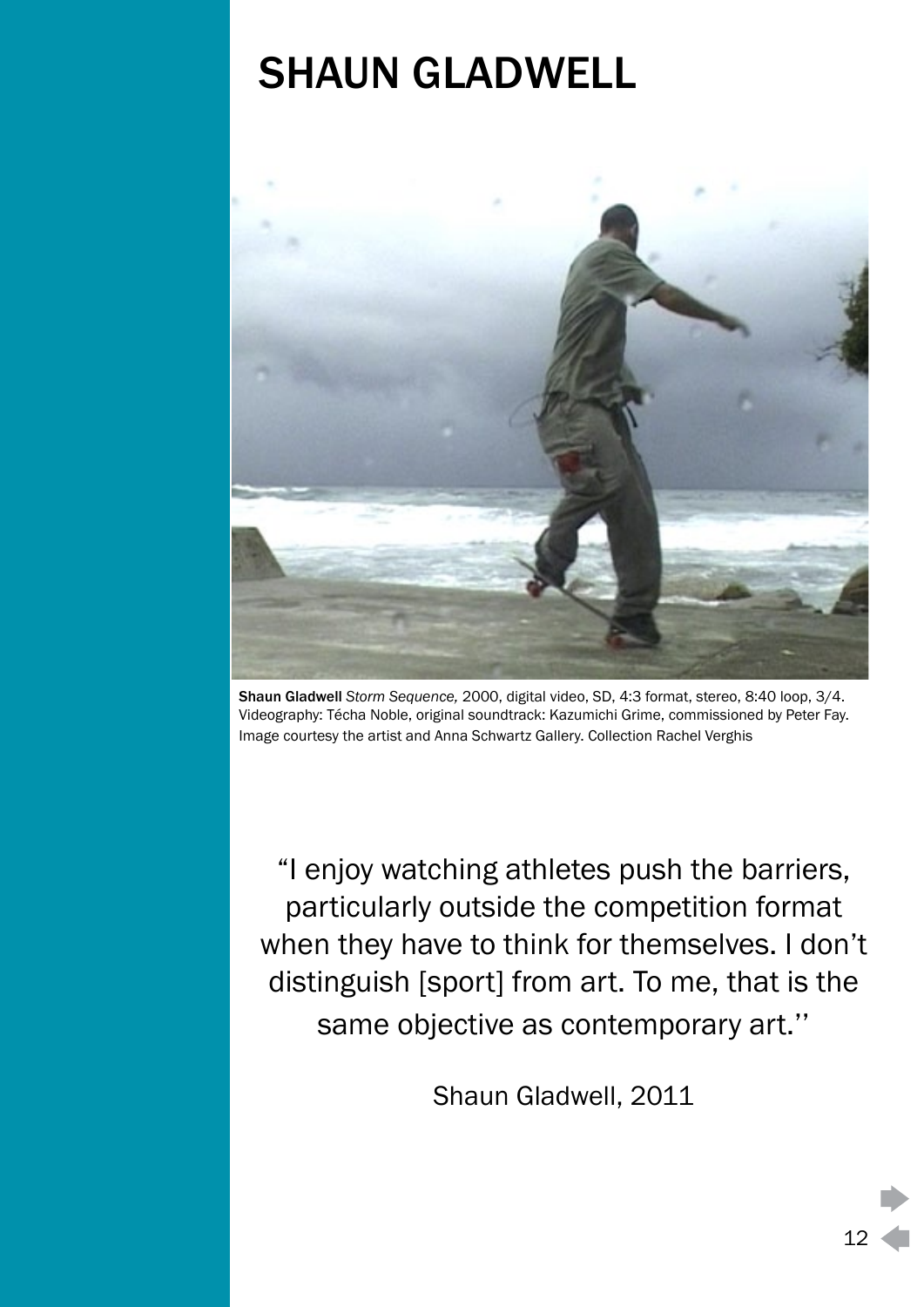# SHAUN GLADWELL

**Shaun Gladwell** *Storm Sequence,* 2000, digital video, SD, 4:3 format, stereo, 8:40 loop, 3/4. Videography: Técha Noble, original soundtrack: Kazumichi Grime, commissioned by Peter Fay. Image courtesy the artist and Anna Schwartz Gallery. Collection Rachel Verghis

"I enjoy watching athletes push the barriers, particularly outside the competition format when they have to think for themselves. I don't distinguish [sport] from art. To me, that is the same objective as contemporary art.''

Shaun Gladwell, 2011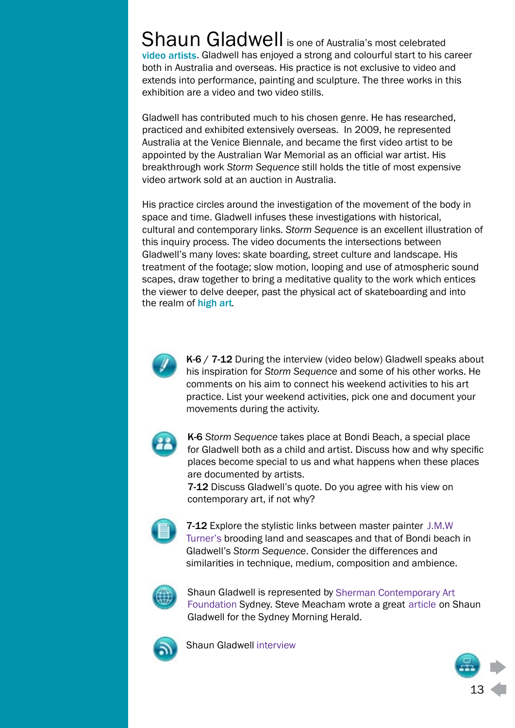**Shaun Gladwell** is one of Australia's most celebrated video artists. Gladwell has enjoyed a strong and colourful start to his career both in Australia and overseas. His practice is not exclusive to video and extends into performance, painting and sculpture. The three works in this exhibition are a video and two video stills.

Gladwell has contributed much to his chosen genre. He has researched, practiced and exhibited extensively overseas. In 2009, he represented Australia at the Venice Biennale, and became the first video artist to be appointed by the Australian War Memorial as an official war artist. His breakthrough work *Storm Sequence* still holds the title of most expensive video artwork sold at an auction in Australia.

His practice circles around the investigation of the movement of the body in space and time. Gladwell infuses these investigations with historical, cultural and contemporary links. *Storm Sequence* is an excellent illustration of this inquiry process. The video documents the intersections between Gladwell's many loves: skate boarding, street culture and landscape. His treatment of the footage; slow motion, looping and use of atmospheric sound scapes, draw together to bring a meditative quality to the work which entices the viewer to delve deeper, past the physical act of skateboarding and into the realm of high art.

**K-6** / **7-12** During the interview (video below) Gladwell speaks about his inspiration for *Storm Sequence* and some of his other works. He comments on his aim to connect his weekend activities to his art practice. List your weekend activities, pick one and document your movements during the activity.

**K-6** *Storm Sequence* takes place at Bondi Beach, a special place for Gladwell both as a child and artist. Discuss how and why specific places become special to us and what happens when these places are documented by artists.
**7-12** Discuss Gladwell's quote. Do you agree with his view on contemporary art, if not why?

**7-12** Explore the stylistic links between master painter J.M.W Turner's brooding land and seascapes and that of Bondi beach in Gladwell's *Storm Sequence*. Consider the differences and similarities in technique, medium, composition and ambience.

Shaun Gladwell is represented by Sherman Contemporary Art Foundation Sydney. Steve Meacham wrote a great article on Shaun Gladwell for the Sydney Morning Herald.

Shaun Gladwell interview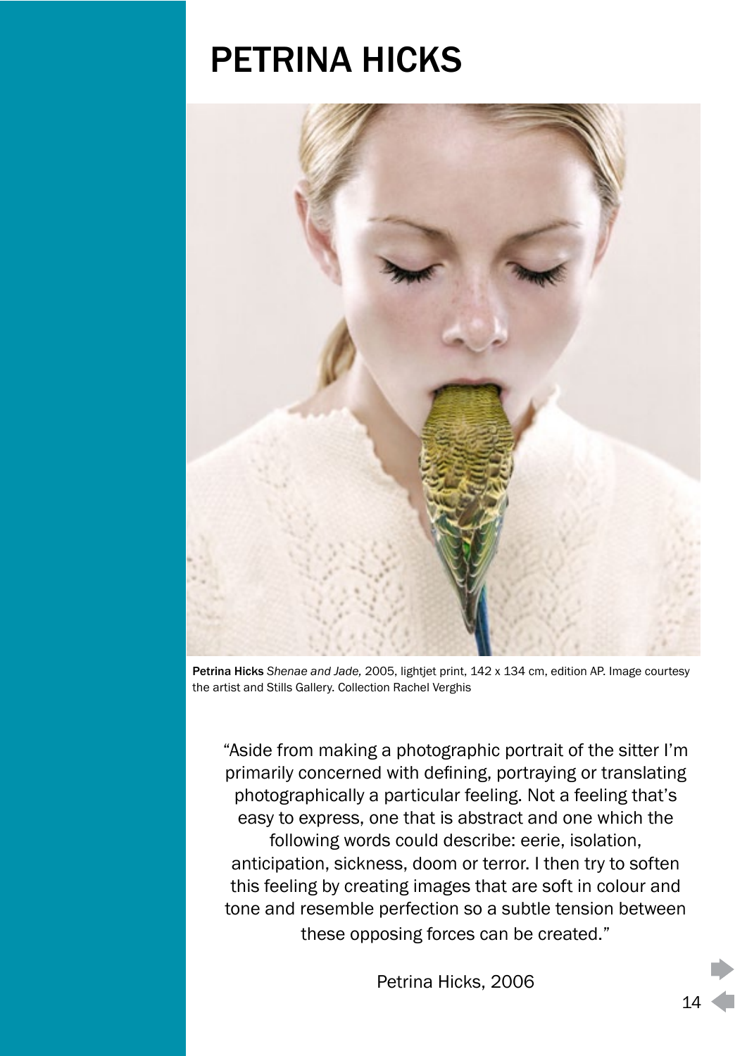# PETRINA HICKS

**Petrina Hicks** *Shenae and Jade,* 2005, lightjet print, 142 x 134 cm, edition AP. Image courtesy the artist and Stills Gallery. Collection Rachel Verghis

"Aside from making a photographic portrait of the sitter I'm primarily concerned with defining, portraying or translating photographically a particular feeling. Not a feeling that's easy to express, one that is abstract and one which the following words could describe: eerie, isolation, anticipation, sickness, doom or terror. I then try to soften this feeling by creating images that are soft in colour and tone and resemble perfection so a subtle tension between these opposing forces can be created."

Petrina Hicks, 2006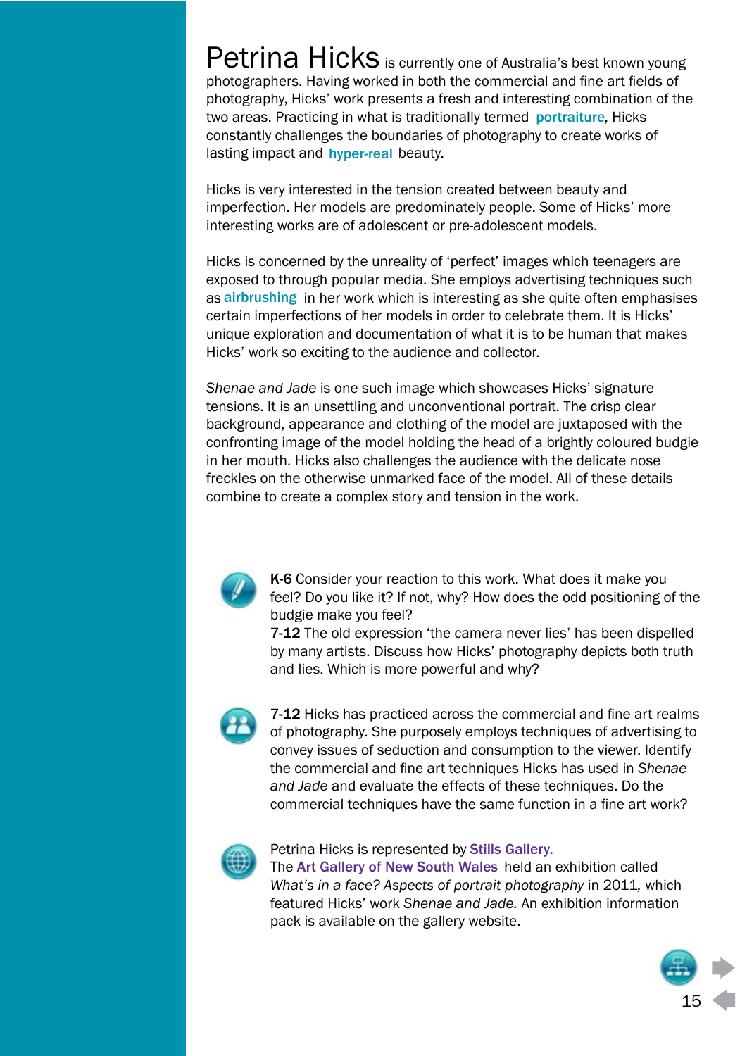**Petrina Hicks** is currently one of Australia's best known young photographers. Having worked in both the commercial and fine art fields of photography, Hicks' work presents a fresh and interesting combination of the two areas. Practicing in what is traditionally termed portraiture, Hicks constantly challenges the boundaries of photography to create works of lasting impact and hyper-real beauty.

Hicks is very interested in the tension created between beauty and imperfection. Her models are predominately people. Some of Hicks' more interesting works are of adolescent or pre-adolescent models.

Hicks is concerned by the unreality of 'perfect' images which teenagers are exposed to through popular media. She employs advertising techniques such as airbrushing in her work which is interesting as she quite often emphasises certain imperfections of her models in order to celebrate them. It is Hicks' unique exploration and documentation of what it is to be human that makes Hicks' work so exciting to the audience and collector.

*Shenae and Jade* is one such image which showcases Hicks' signature tensions. It is an unsettling and unconventional portrait. The crisp clear background, appearance and clothing of the model are juxtaposed with the confronting image of the model holding the head of a brightly coloured budgie in her mouth. Hicks also challenges the audience with the delicate nose freckles on the otherwise unmarked face of the model. All of these details combine to create a complex story and tension in the work.

**K-6** Consider your reaction to this work. What does it make you feel? Do you like it? If not, why? How does the odd positioning of the budgie make you feel?
**7-12** The old expression 'the camera never lies' has been dispelled by many artists. Discuss how Hicks' photography depicts both truth and lies. Which is more powerful and why?

**7-12** Hicks has practiced across the commercial and fine art realms of photography. She purposely employs techniques of advertising to convey issues of seduction and consumption to the viewer. Identify the commercial and fine art techniques Hicks has used in *Shenae and Jade* and evaluate the effects of these techniques. Do the commercial techniques have the same function in a fine art work?

Petrina Hicks is represented by Stills Gallery.
The Art Gallery of New South Wales held an exhibition called *What's in a face? Aspects of portrait photography* in 2011, which featured Hicks' work *Shenae and Jade*. An exhibition information pack is available on the gallery website.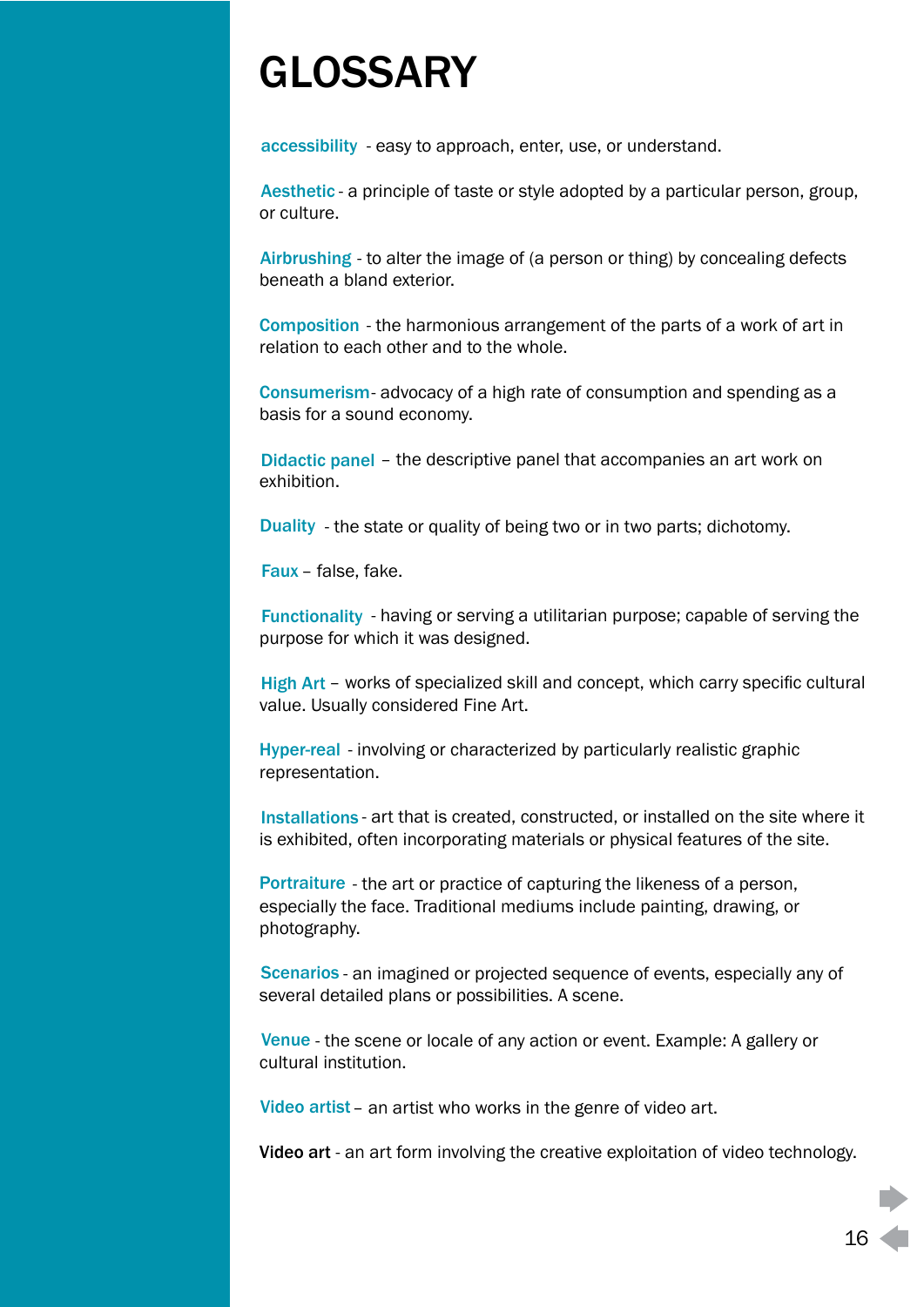# GLOSSARY

**accessibility** - easy to approach, enter, use, or understand.

**Aesthetic** - a principle of taste or style adopted by a particular person, group, or culture.

**Airbrushing** - to alter the image of (a person or thing) by concealing defects beneath a bland exterior.

**Composition** - the harmonious arrangement of the parts of a work of art in relation to each other and to the whole.

**Consumerism**- advocacy of a high rate of consumption and spending as a basis for a sound economy.

**Didactic panel** – the descriptive panel that accompanies an art work on exhibition.

**Duality** - the state or quality of being two or in two parts; dichotomy.

**Faux** – false, fake.

**Functionality** - having or serving a utilitarian purpose; capable of serving the purpose for which it was designed.

**High Art** – works of specialized skill and concept, which carry specific cultural value. Usually considered Fine Art.

**Hyper-real** - involving or characterized by particularly realistic graphic representation.

**Installations** - art that is created, constructed, or installed on the site where it is exhibited, often incorporating materials or physical features of the site.

**Portraiture** - the art or practice of capturing the likeness of a person, especially the face. Traditional mediums include painting, drawing, or photography.

**Scenarios** - an imagined or projected sequence of events, especially any of several detailed plans or possibilities. A scene.

**Venue** - the scene or locale of any action or event. Example: A gallery or cultural institution.

**Video artist** – an artist who works in the genre of video art.

**Video art** - an art form involving the creative exploitation of video technology.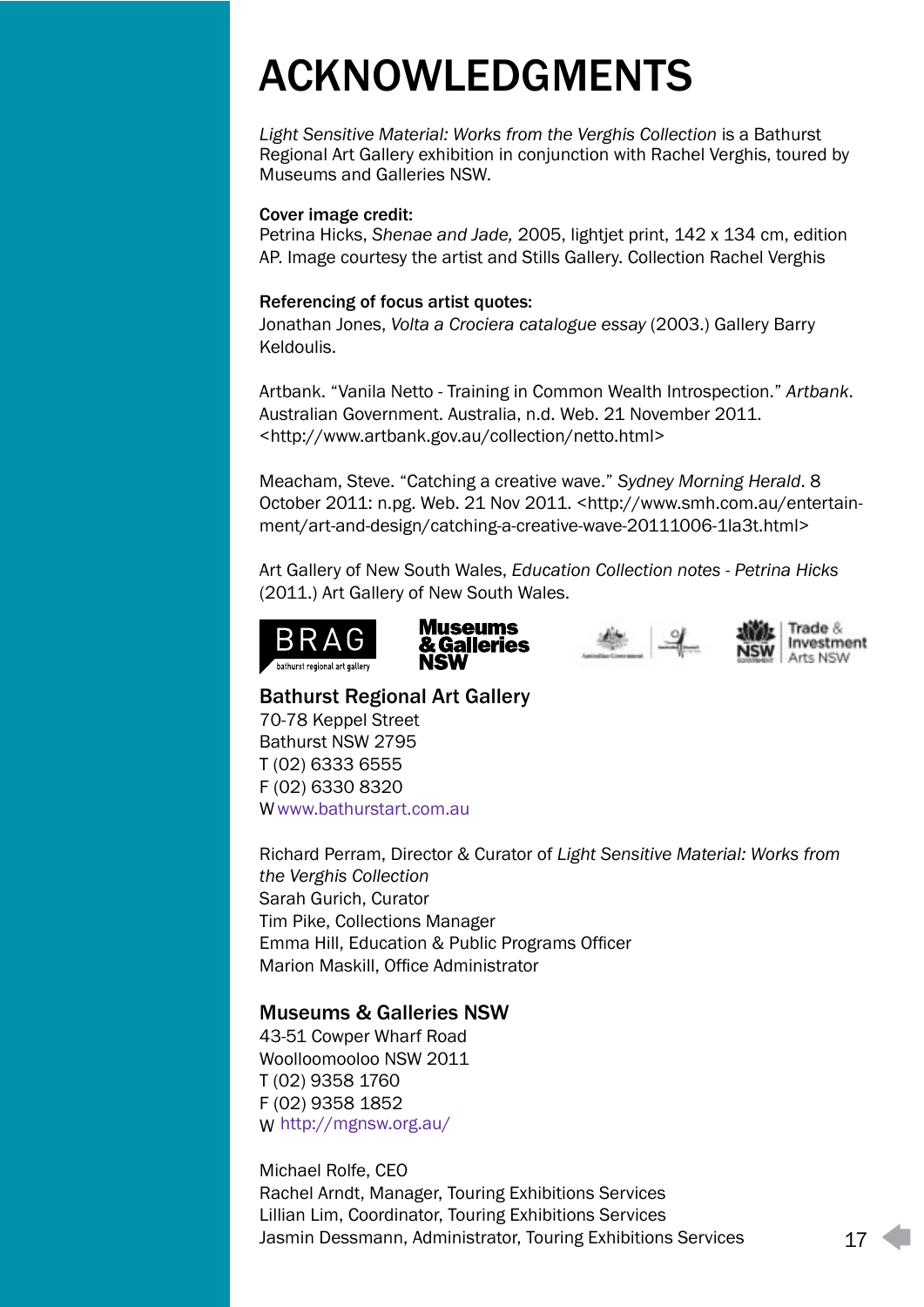# ACKNOWLEDGMENTS

*Light Sensitive Material: Works from the Verghis Collection* is a Bathurst Regional Art Gallery exhibition in conjunction with Rachel Verghis, toured by Museums and Galleries NSW.

**Cover image credit:**
Petrina Hicks, *Shenae and Jade,* 2005, lightjet print, 142 x 134 cm, edition AP. Image courtesy the artist and Stills Gallery. Collection Rachel Verghis

**Referencing of focus artist quotes:**
Jonathan Jones, *Volta a Crociera catalogue essay* (2003.) Gallery Barry Keldoulis.

Artbank. "Vanila Netto - Training in Common Wealth Introspection." *Artbank*. Australian Government. Australia, n.d. Web. 21 November 2011. <http://www.artbank.gov.au/collection/netto.html>

Meacham, Steve. "Catching a creative wave." *Sydney Morning Herald*. 8 October 2011: n.pg. Web. 21 Nov 2011. <http://www.smh.com.au/entertainment/art-and-design/catching-a-creative-wave-20111006-1la3t.html>

Art Gallery of New South Wales, *Education Collection notes - Petrina Hicks* (2011.) Art Gallery of New South Wales.

BRAG bathurst regional art gallery

Museums & Galleries NSW

Trade & Investment Arts NSW

## Bathurst Regional Art Gallery

70-78 Keppel Street
Bathurst NSW 2795
T (02) 6333 6555
F (02) 6330 8320
W www.bathurstart.com.au

Richard Perram, Director & Curator of *Light Sensitive Material: Works from the Verghis Collection*
Sarah Gurich, Curator
Tim Pike, Collections Manager
Emma Hill, Education & Public Programs Officer
Marion Maskill, Office Administrator

## Museums & Galleries NSW

43-51 Cowper Wharf Road
Woolloomooloo NSW 2011
T (02) 9358 1760
F (02) 9358 1852
W http://mgnsw.org.au/

Michael Rolfe, CEO
Rachel Arndt, Manager, Touring Exhibitions Services
Lillian Lim, Coordinator, Touring Exhibitions Services
Jasmin Dessmann, Administrator, Touring Exhibitions Services